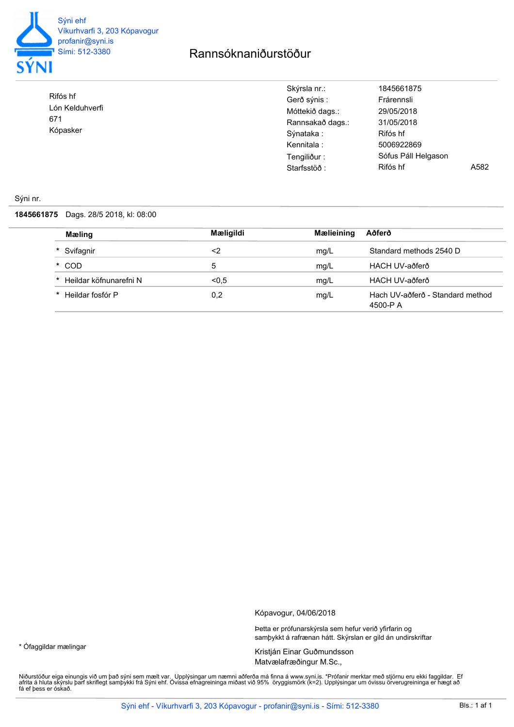Sýni ehf
Víkurhvarfi 3, 203 Kópavogur
profanir@syni.is
Sími: 512-3380

# Rannsóknaniðurstöður

Rifós hf
Lón Kelduhverfi
671
Kópasker

| | | |
|---|---|---|
| Skýrsla nr.: | 1845661875 | |
| Gerð sýnis : | Frárennsli | |
| Móttekið dags.: | 29/05/2018 | |
| Rannsakað dags.: | 31/05/2018 | |
| Sýnataka : | Rifós hf | |
| Kennitala : | 5006922869 | |
| Tengiliður : | Sófus Páll Helgason | |
| Starfsstöð : | Rifós hf | A582 |

Sýni nr.

**1845661875** Dags. 28/5 2018, kl: 08:00

| Mæling | Mæligildi | Mælieining | Aðferð |
|---|---|---|---|
| * Svifagnir | <2 | mg/L | Standard methods 2540 D |
| * COD | 5 | mg/L | HACH UV-aðferð |
| * Heildar köfnunarefni N | <0,5 | mg/L | HACH UV-aðferð |
| * Heildar fosfór P | 0,2 | mg/L | Hach UV-aðferð - Standard method 4500-P A |

Kópavogur, 04/06/2018

Þetta er prófunarskýrsla sem hefur verið yfirfarin og samþykkt á rafrænan hátt. Skýrslan er gild án undirskriftar

Kristján Einar Guðmundsson
Matvælafræðingur M.Sc.,

* Ófaggildar mælingar

Niðurstöður eiga einungis við um það sýni sem mælt var. Upplýsingar um nemni aðferða má finna á www.syni.is. *Prófanir merktar með stjörnu eru ekki faggildar. Ef afrita á hluta skýrslu þarf skriflegt samþykki frá Sýni ehf. Óvissa efnagreininga miðast við 95% öryggismörk (k=2). Upplýsingar um óvissu örverugreininga er hægt að fá ef þess er óskað.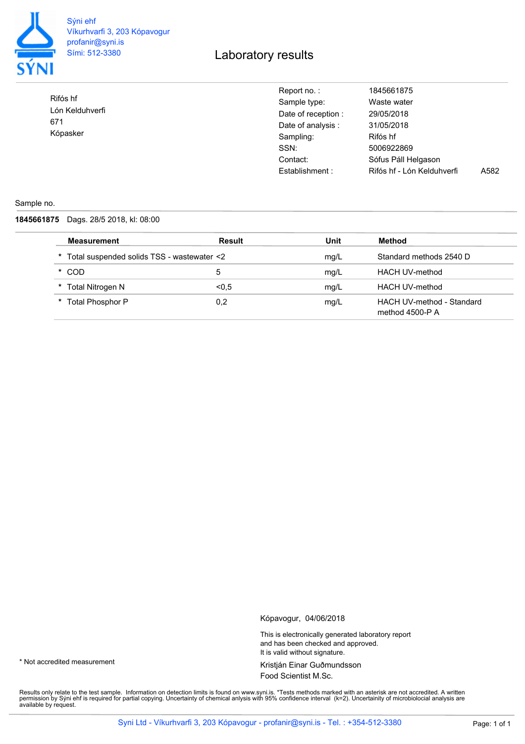Sýni ehf
Víkurhvarfi 3, 203 Kópavogur
profanir@syni.is
Sími: 512-3380

# Laboratory results

Rifós hf
Lón Kelduhverfi
671
Kópasker

| | |
|---|---|
| Report no. : | 1845661875 |
| Sample type: | Waste water |
| Date of reception : | 29/05/2018 |
| Date of analysis : | 31/05/2018 |
| Sampling: | Rifós hf |
| SSN: | 5006922869 |
| Contact: | Sófus Páll Helgason |
| Establishment : | Rifós hf - Lón Kelduhverfi A582 |

Sample no.

**1845661875** Dags. 28/5 2018, kl: 08:00

| Measurement | Result | Unit | Method |
|---|---|---|---|
| * Total suspended solids TSS - wastewater | <2 | mg/L | Standard methods 2540 D |
| * COD | 5 | mg/L | HACH UV-method |
| * Total Nitrogen N | <0,5 | mg/L | HACH UV-method |
| * Total Phosphor P | 0,2 | mg/L | HACH UV-method - Standard method 4500-P A |

Kópavogur, 04/06/2018

This is electronically generated laboratory report and has been checked and approved. It is valid without signature.

Kristján Einar Guðmundsson
Food Scientist M.Sc.

* Not accredited measurement

Results only relate to the test sample. Information on detection limits is found on www.syni.is. *Tests methods marked with an asterisk are not accredited. A written permission by Sýni ehf is required for partial copying. Uncertainty of chemical anlysis with 95% confidence interval (k=2). Uncertainity of microbiolocial analysis are available by request.

Syni Ltd - Víkurhvarfi 3, 203 Kópavogur - profanir@syni.is - Tel. : +354-512-3380